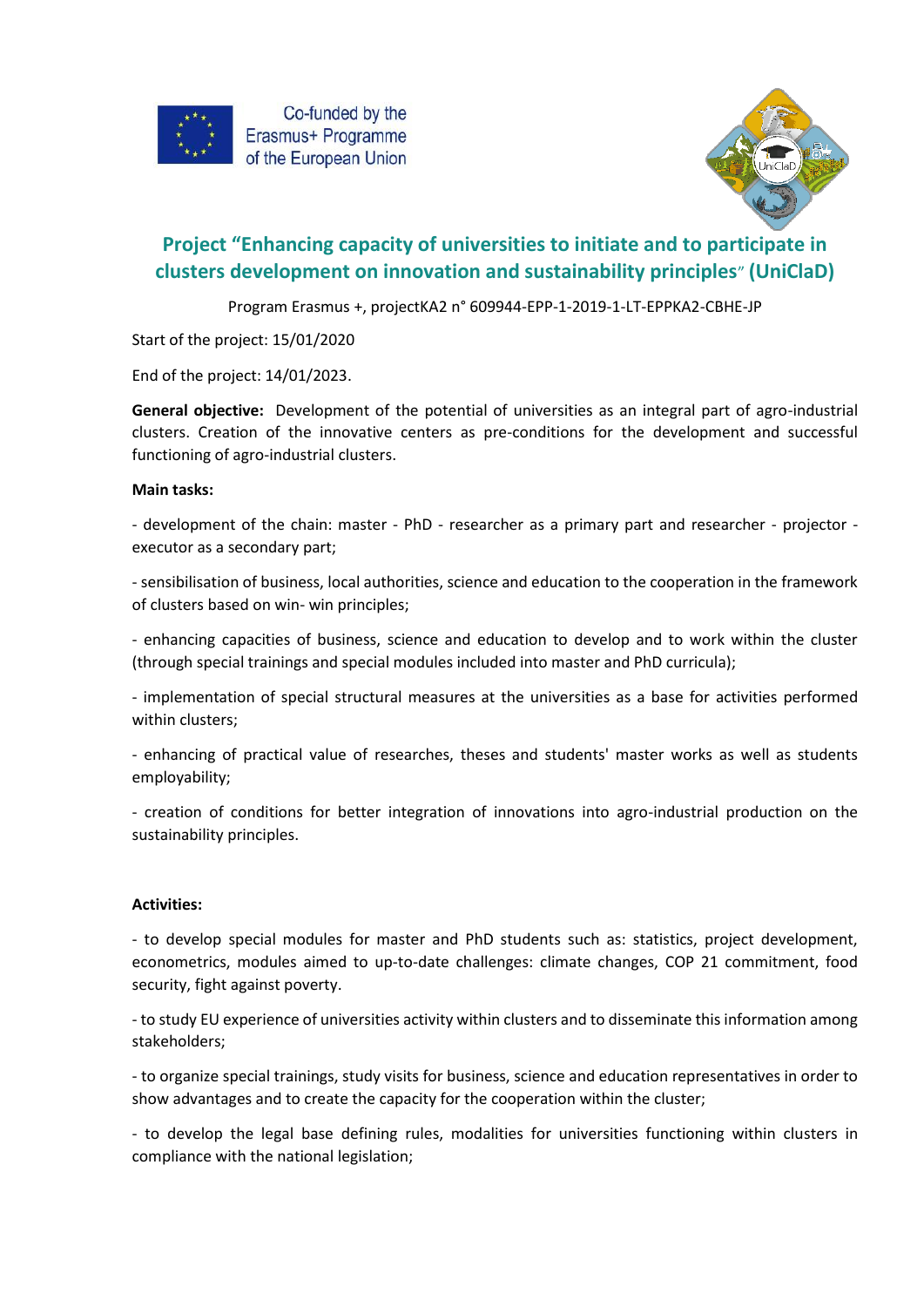Co-funded by the Erasmus+ Programme of the European Union

## Project "Enhancing capacity of universities to initiate and to participate in clusters development on innovation and sustainability principles" (UniClaD)

Program Erasmus +, projectKA2 n° 609944-EPP-1-2019-1-LT-EPPKA2-CBHE-JP

Start of the project: 15/01/2020

End of the project: 14/01/2023.

**General objective:** Development of the potential of universities as an integral part of agro-industrial clusters. Creation of the innovative centers as pre-conditions for the development and successful functioning of agro-industrial clusters.

**Main tasks:**

- development of the chain: master - PhD - researcher as a primary part and researcher - projector - executor as a secondary part;

- sensibilisation of business, local authorities, science and education to the cooperation in the framework of clusters based on win- win principles;

- enhancing capacities of business, science and education to develop and to work within the cluster (through special trainings and special modules included into master and PhD curricula);

- implementation of special structural measures at the universities as a base for activities performed within clusters;

- enhancing of practical value of researches, theses and students' master works as well as students employability;

- creation of conditions for better integration of innovations into agro-industrial production on the sustainability principles.

**Activities:**

- to develop special modules for master and PhD students such as: statistics, project development, econometrics, modules aimed to up-to-date challenges: climate changes, COP 21 commitment, food security, fight against poverty.

- to study EU experience of universities activity within clusters and to disseminate this information among stakeholders;

- to organize special trainings, study visits for business, science and education representatives in order to show advantages and to create the capacity for the cooperation within the cluster;

- to develop the legal base defining rules, modalities for universities functioning within clusters in compliance with the national legislation;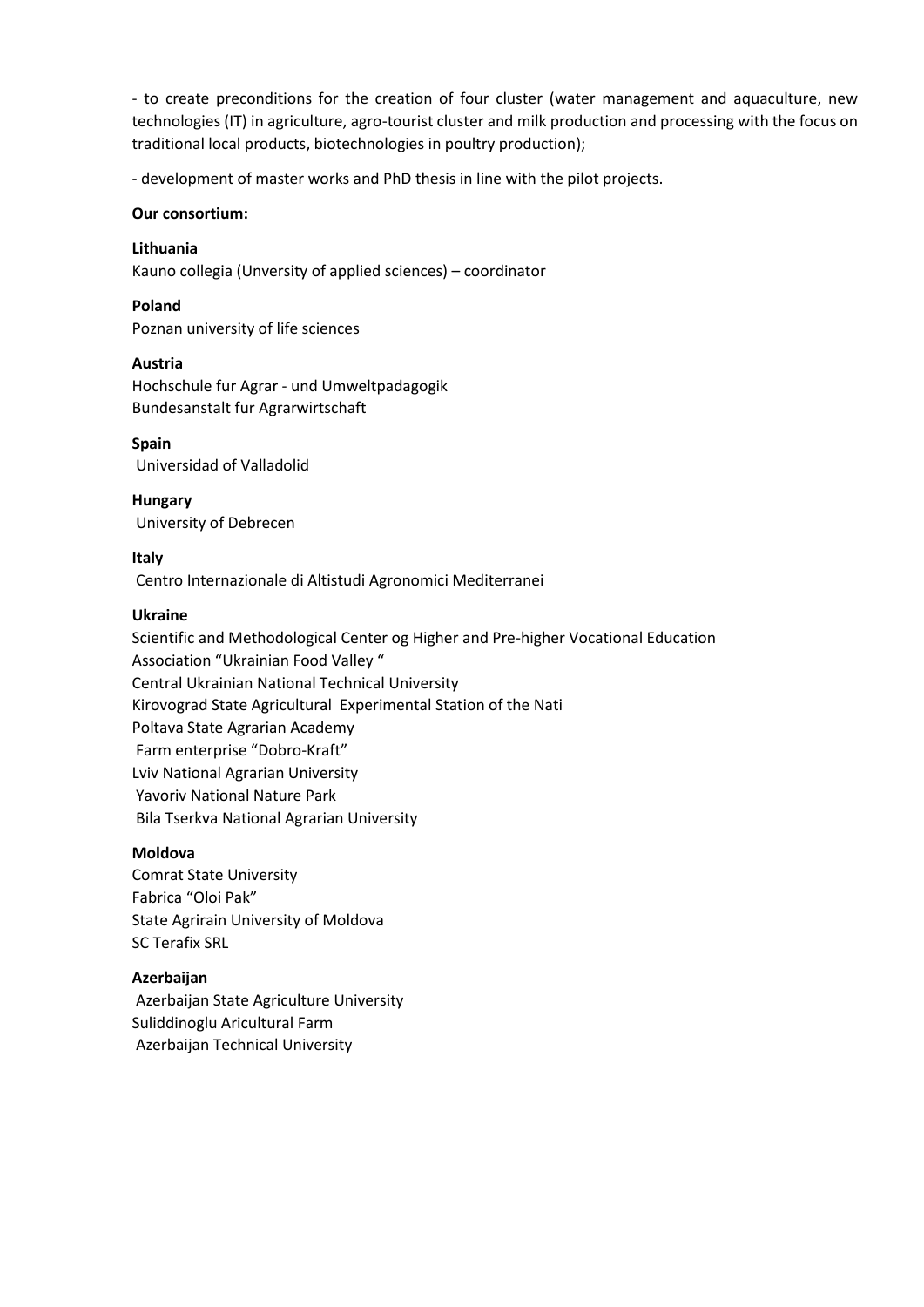- to create preconditions for the creation of four cluster (water management and aquaculture, new technologies (IT) in agriculture, agro-tourist cluster and milk production and processing with the focus on traditional local products, biotechnologies in poultry production);

- development of master works and PhD thesis in line with the pilot projects.

**Our consortium:**

**Lithuania**
Kauno collegia (Unversity of applied sciences) – coordinator

**Poland**
Poznan university of life sciences

**Austria**
Hochschule fur Agrar - und Umweltpadagogik
Bundesanstalt fur Agrarwirtschaft

**Spain**
Universidad of Valladolid

**Hungary**
University of Debrecen

**Italy**
Centro Internazionale di Altistudi Agronomici Mediterranei

**Ukraine**
Scientific and Methodological Center og Higher and Pre-higher Vocational Education
Association "Ukrainian Food Valley "
Central Ukrainian National Technical University
Kirovograd State Agricultural Experimental Station of the Nati
Poltava State Agrarian Academy
Farm enterprise "Dobro-Kraft"
Lviv National Agrarian University
Yavoriv National Nature Park
Bila Tserkva National Agrarian University

**Moldova**
Comrat State University
Fabrica "Oloi Pak"
State Agrirain University of Moldova
SC Terafix SRL

**Azerbaijan**
Azerbaijan State Agriculture University
Suliddinoglu Aricultural Farm
Azerbaijan Technical University